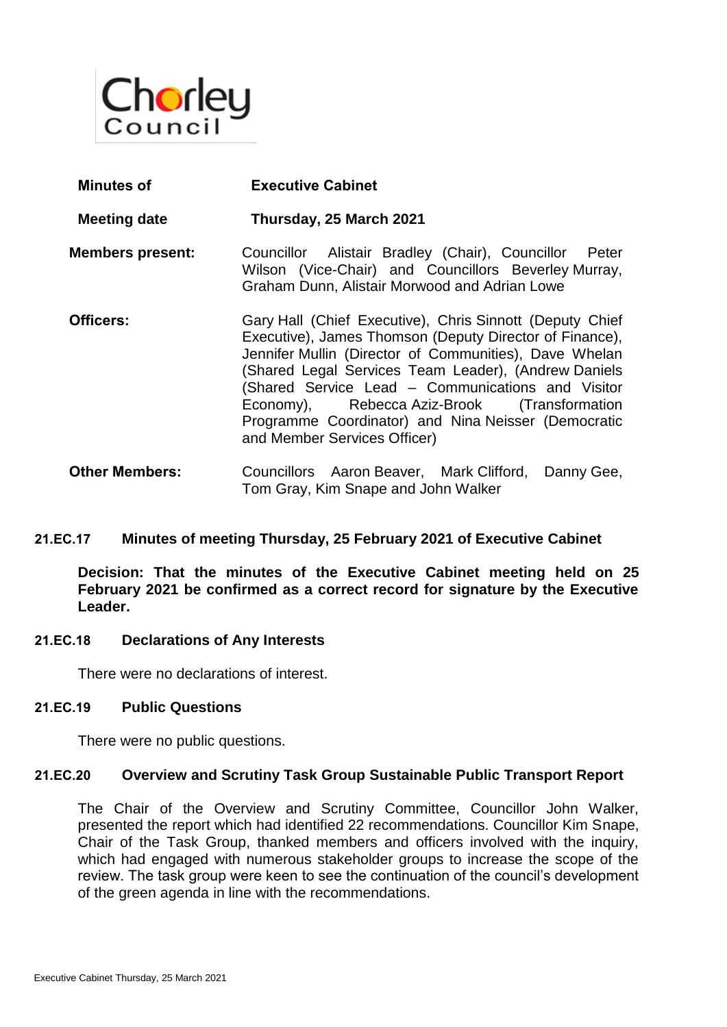Chorley Council

| | |
|---|---|
| **Minutes of** | **Executive Cabinet** |
| **Meeting date** | **Thursday, 25 March 2021** |
| **Members present:** | Councillor Alistair Bradley (Chair), Councillor Peter Wilson (Vice-Chair) and Councillors Beverley Murray, Graham Dunn, Alistair Morwood and Adrian Lowe |
| **Officers:** | Gary Hall (Chief Executive), Chris Sinnott (Deputy Chief Executive), James Thomson (Deputy Director of Finance), Jennifer Mullin (Director of Communities), Dave Whelan (Shared Legal Services Team Leader), (Andrew Daniels (Shared Service Lead – Communications and Visitor Economy), Rebecca Aziz-Brook (Transformation Programme Coordinator) and Nina Neisser (Democratic and Member Services Officer) |
| **Other Members:** | Councillors Aaron Beaver, Mark Clifford, Danny Gee, Tom Gray, Kim Snape and John Walker |

## 21.EC.17 Minutes of meeting Thursday, 25 February 2021 of Executive Cabinet

**Decision: That the minutes of the Executive Cabinet meeting held on 25 February 2021 be confirmed as a correct record for signature by the Executive Leader.**

## 21.EC.18 Declarations of Any Interests

There were no declarations of interest.

## 21.EC.19 Public Questions

There were no public questions.

## 21.EC.20 Overview and Scrutiny Task Group Sustainable Public Transport Report

The Chair of the Overview and Scrutiny Committee, Councillor John Walker, presented the report which had identified 22 recommendations. Councillor Kim Snape, Chair of the Task Group, thanked members and officers involved with the inquiry, which had engaged with numerous stakeholder groups to increase the scope of the review. The task group were keen to see the continuation of the council's development of the green agenda in line with the recommendations.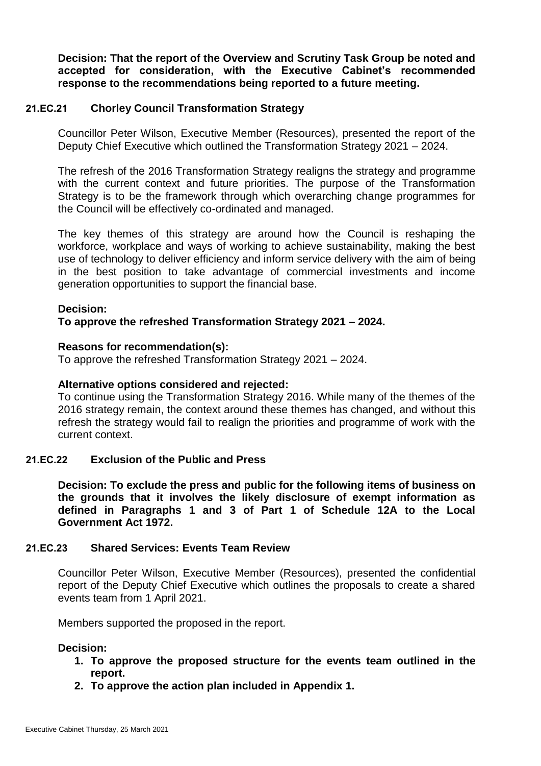**Decision: That the report of the Overview and Scrutiny Task Group be noted and accepted for consideration, with the Executive Cabinet's recommended response to the recommendations being reported to a future meeting.**

### 21.EC.21 Chorley Council Transformation Strategy

Councillor Peter Wilson, Executive Member (Resources), presented the report of the Deputy Chief Executive which outlined the Transformation Strategy 2021 – 2024.

The refresh of the 2016 Transformation Strategy realigns the strategy and programme with the current context and future priorities. The purpose of the Transformation Strategy is to be the framework through which overarching change programmes for the Council will be effectively co-ordinated and managed.

The key themes of this strategy are around how the Council is reshaping the workforce, workplace and ways of working to achieve sustainability, making the best use of technology to deliver efficiency and inform service delivery with the aim of being in the best position to take advantage of commercial investments and income generation opportunities to support the financial base.

**Decision:**
**To approve the refreshed Transformation Strategy 2021 – 2024.**

**Reasons for recommendation(s):**
To approve the refreshed Transformation Strategy 2021 – 2024.

**Alternative options considered and rejected:**
To continue using the Transformation Strategy 2016. While many of the themes of the 2016 strategy remain, the context around these themes has changed, and without this refresh the strategy would fail to realign the priorities and programme of work with the current context.

### 21.EC.22 Exclusion of the Public and Press

**Decision: To exclude the press and public for the following items of business on the grounds that it involves the likely disclosure of exempt information as defined in Paragraphs 1 and 3 of Part 1 of Schedule 12A to the Local Government Act 1972.**

### 21.EC.23 Shared Services: Events Team Review

Councillor Peter Wilson, Executive Member (Resources), presented the confidential report of the Deputy Chief Executive which outlines the proposals to create a shared events team from 1 April 2021.

Members supported the proposed in the report.

**Decision:**

1. **To approve the proposed structure for the events team outlined in the report.**
2. **To approve the action plan included in Appendix 1.**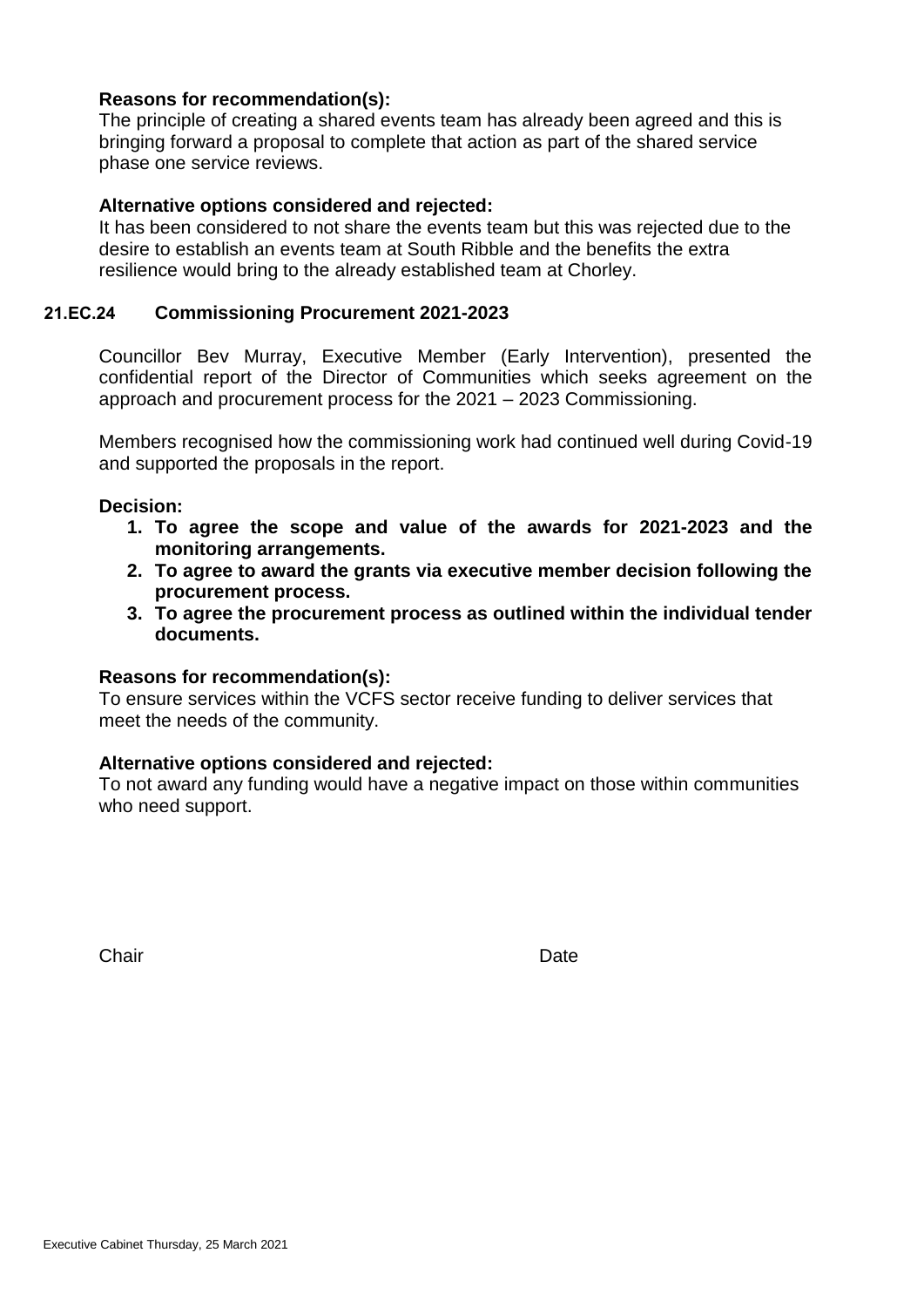**Reasons for recommendation(s):**
The principle of creating a shared events team has already been agreed and this is bringing forward a proposal to complete that action as part of the shared service phase one service reviews.

**Alternative options considered and rejected:**
It has been considered to not share the events team but this was rejected due to the desire to establish an events team at South Ribble and the benefits the extra resilience would bring to the already established team at Chorley.

### 21.EC.24 Commissioning Procurement 2021-2023

Councillor Bev Murray, Executive Member (Early Intervention), presented the confidential report of the Director of Communities which seeks agreement on the approach and procurement process for the 2021 – 2023 Commissioning.

Members recognised how the commissioning work had continued well during Covid-19 and supported the proposals in the report.

**Decision:**

1. **To agree the scope and value of the awards for 2021-2023 and the monitoring arrangements.**
2. **To agree to award the grants via executive member decision following the procurement process.**
3. **To agree the procurement process as outlined within the individual tender documents.**

**Reasons for recommendation(s):**
To ensure services within the VCFS sector receive funding to deliver services that meet the needs of the community.

**Alternative options considered and rejected:**
To not award any funding would have a negative impact on those within communities who need support.

Chair                                                                 Date